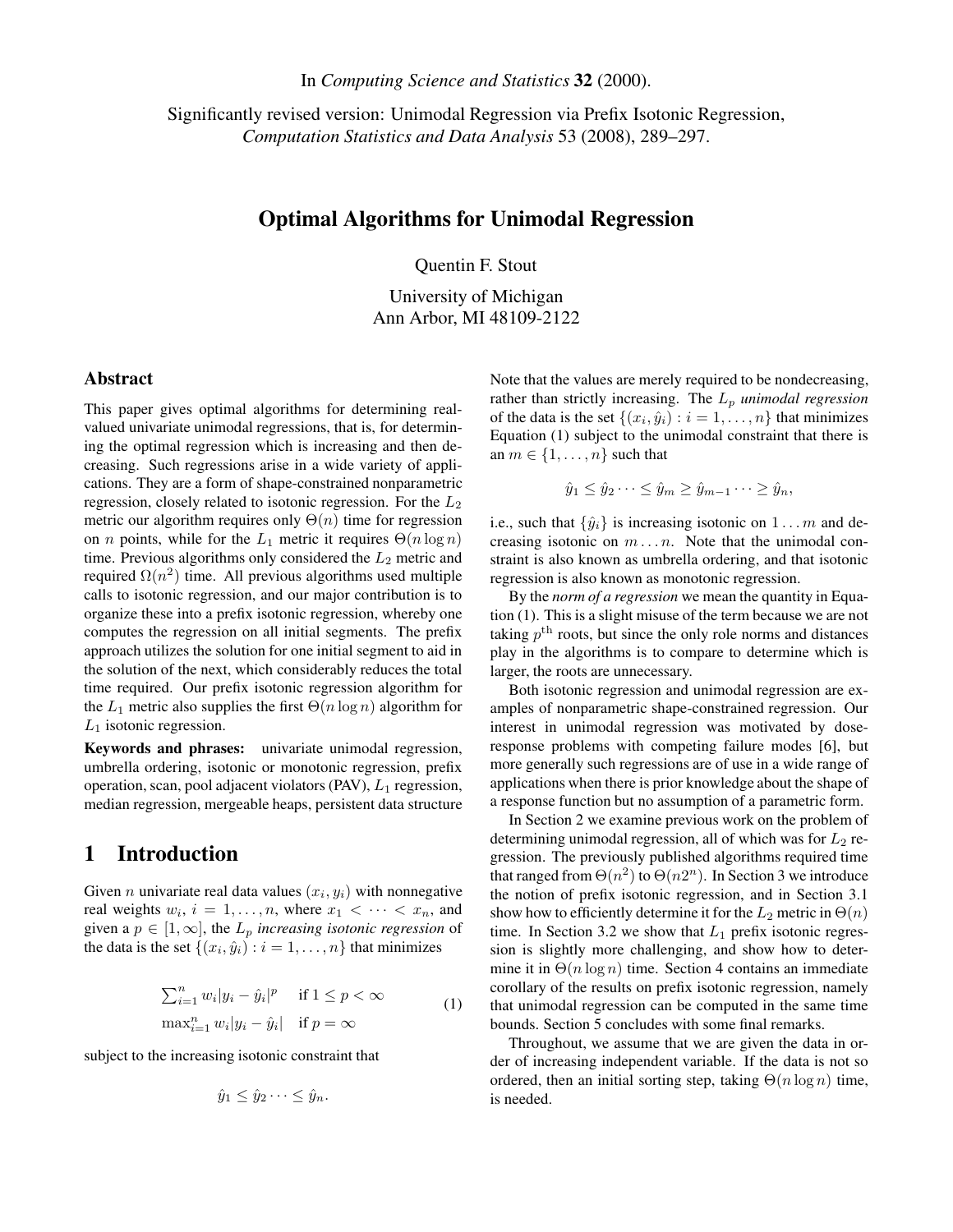In *Computing Science and Statistics* **32** (2000).

Significantly revised version: Unimodal Regression via Prefix Isotonic Regression, *Computation Statistics and Data Analysis* 53 (2008), 289–297.

# Optimal Algorithms for Unimodal Regression

Quentin F. Stout

University of Michigan
Ann Arbor, MI 48109-2122

## Abstract

This paper gives optimal algorithms for determining real-valued univariate unimodal regressions, that is, for determining the optimal regression which is increasing and then decreasing. Such regressions arise in a wide variety of applications. They are a form of shape-constrained nonparametric regression, closely related to isotonic regression. For the $L_2$ metric our algorithm requires only $\Theta(n)$ time for regression on $n$ points, while for the $L_1$ metric it requires $\Theta(n \log n)$ time. Previous algorithms only considered the $L_2$ metric and required $\Omega(n^2)$ time. All previous algorithms used multiple calls to isotonic regression, and our major contribution is to organize these into a prefix isotonic regression, whereby one computes the regression on all initial segments. The prefix approach utilizes the solution for one initial segment to aid in the solution of the next, which considerably reduces the total time required. Our prefix isotonic regression algorithm for the $L_1$ metric also supplies the first $\Theta(n \log n)$ algorithm for $L_1$ isotonic regression.

**Keywords and phrases:** univariate unimodal regression, umbrella ordering, isotonic or monotonic regression, prefix operation, scan, pool adjacent violators (PAV), $L_1$ regression, median regression, mergeable heaps, persistent data structure

## 1 Introduction

Given $n$ univariate real data values $(x_i, y_i)$ with nonnegative real weights $w_i$, $i = 1, \ldots, n$, where $x_1 < \cdots < x_n$, and given a $p \in [1, \infty]$, the $L_p$ *increasing isotonic regression* of the data is the set $\{(x_i, \hat{y}_i) : i = 1, \ldots, n\}$ that minimizes

$$
\begin{array}{ll}
\sum_{i=1}^{n} w_i |y_i - \hat{y}_i|^p & \text{if } 1 \leq p < \infty \\
\max_{i=1}^{n} w_i |y_i - \hat{y}_i| & \text{if } p = \infty
\end{array}
\tag{1}
$$

subject to the increasing isotonic constraint that

$$
\hat{y}_1 \leq \hat{y}_2 \cdots \leq \hat{y}_n.
$$

Note that the values are merely required to be nondecreasing, rather than strictly increasing. The $L_p$ *unimodal regression* of the data is the set $\{(x_i, \hat{y}_i) : i = 1, \ldots, n\}$ that minimizes Equation (1) subject to the unimodal constraint that there is an $m \in \{1, \ldots, n\}$ such that

$$
\hat{y}_1 \leq \hat{y}_2 \cdots \leq \hat{y}_m \geq \hat{y}_{m-1} \cdots \geq \hat{y}_n,
$$

i.e., such that $\{\hat{y}_i\}$ is increasing isotonic on $1 \ldots m$ and decreasing isotonic on $m \ldots n$. Note that the unimodal constraint is also known as umbrella ordering, and that isotonic regression is also known as monotonic regression.

By the *norm of a regression* we mean the quantity in Equation (1). This is a slight misuse of the term because we are not taking $p^{\text{th}}$ roots, but since the only role norms and distances play in the algorithms is to compare to determine which is larger, the roots are unnecessary.

Both isotonic regression and unimodal regression are examples of nonparametric shape-constrained regression. Our interest in unimodal regression was motivated by dose-response problems with competing failure modes [6], but more generally such regressions are of use in a wide range of applications when there is prior knowledge about the shape of a response function but no assumption of a parametric form.

In Section 2 we examine previous work on the problem of determining unimodal regression, all of which was for $L_2$ regression. The previously published algorithms required time that ranged from $\Theta(n^2)$ to $\Theta(n2^n)$. In Section 3 we introduce the notion of prefix isotonic regression, and in Section 3.1 show how to efficiently determine it for the $L_2$ metric in $\Theta(n)$ time. In Section 3.2 we show that $L_1$ prefix isotonic regression is slightly more challenging, and show how to determine it in $\Theta(n \log n)$ time. Section 4 contains an immediate corollary of the results on prefix isotonic regression, namely that unimodal regression can be computed in the same time bounds. Section 5 concludes with some final remarks.

Throughout, we assume that we are given the data in order of increasing independent variable. If the data is not so ordered, then an initial sorting step, taking $\Theta(n \log n)$ time, is needed.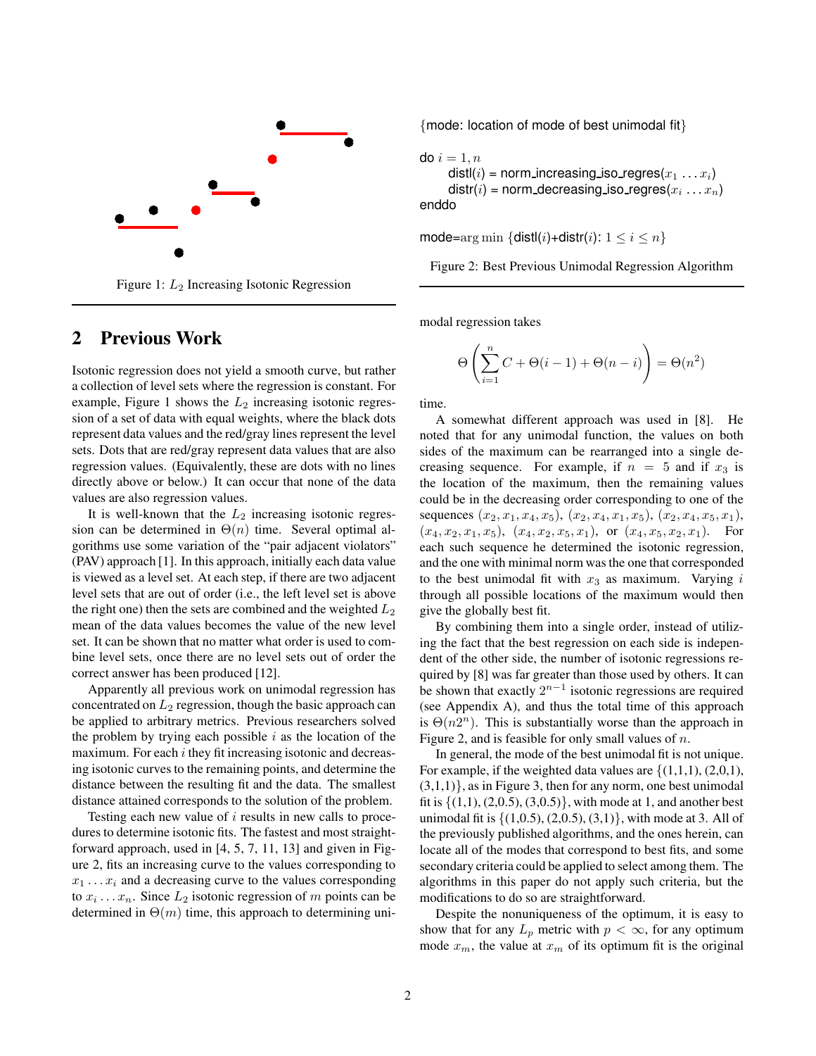Figure 1: $L_2$ Increasing Isotonic Regression

## 2 Previous Work

Isotonic regression does not yield a smooth curve, but rather a collection of level sets where the regression is constant. For example, Figure 1 shows the $L_2$ increasing isotonic regression of a set of data with equal weights, where the black dots represent data values and the red/gray lines represent the level sets. Dots that are red/gray represent data values that are also regression values. (Equivalently, these are dots with no lines directly above or below.) It can occur that none of the data values are also regression values.

It is well-known that the $L_2$ increasing isotonic regression can be determined in $\Theta(n)$ time. Several optimal algorithms use some variation of the "pair adjacent violators" (PAV) approach [1]. In this approach, initially each data value is viewed as a level set. At each step, if there are two adjacent level sets that are out of order (i.e., the left level set is above the right one) then the sets are combined and the weighted $L_2$ mean of the data values becomes the value of the new level set. It can be shown that no matter what order is used to combine level sets, once there are no level sets out of order the correct answer has been produced [12].

Apparently all previous work on unimodal regression has concentrated on $L_2$ regression, though the basic approach can be applied to arbitrary metrics. Previous researchers solved the problem by trying each possible $i$ as the location of the maximum. For each $i$ they fit increasing isotonic and decreasing isotonic curves to the remaining points, and determine the distance between the resulting fit and the data. The smallest distance attained corresponds to the solution of the problem.

Testing each new value of $i$ results in new calls to procedures to determine isotonic fits. The fastest and most straightforward approach, used in [4, 5, 7, 11, 13] and given in Figure 2, fits an increasing curve to the values corresponding to $x_1 \dots x_i$ and a decreasing curve to the values corresponding to $x_i \dots x_n$. Since $L_2$ isotonic regression of $m$ points can be determined in $\Theta(m)$ time, this approach to determining unimodal regression takes

$$\Theta\left(\sum_{i=1}^{n} C + \Theta(i-1) + \Theta(n-i)\right) = \Theta(n^2)$$

time.

```
{mode: location of mode of best unimodal fit}

do i = 1, n
    distl(i) = norm_increasing_iso_regres(x_1 ... x_i)
    distr(i) = norm_decreasing_iso_regres(x_i ... x_n)
enddo

mode = arg min {distl(i)+distr(i): 1 ≤ i ≤ n}
```

Figure 2: Best Previous Unimodal Regression Algorithm

A somewhat different approach was used in [8]. He noted that for any unimodal function, the values on both sides of the maximum can be rearranged into a single decreasing sequence. For example, if $n = 5$ and if $x_3$ is the location of the maximum, then the remaining values could be in the decreasing order corresponding to one of the sequences $(x_2, x_1, x_4, x_5)$, $(x_2, x_4, x_1, x_5)$, $(x_2, x_4, x_5, x_1)$, $(x_4, x_2, x_1, x_5)$, $(x_4, x_2, x_5, x_1)$, or $(x_4, x_5, x_2, x_1)$. For each such sequence he determined the isotonic regression, and the one with minimal norm was the one that corresponded to the best unimodal fit with $x_3$ as maximum. Varying $i$ through all possible locations of the maximum would then give the globally best fit.

By combining them into a single order, instead of utilizing the fact that the best regression on each side is independent of the other side, the number of isotonic regressions required by [8] was far greater than those used by others. It can be shown that exactly $2^{n-1}$ isotonic regressions are required (see Appendix A), and thus the total time of this approach is $\Theta(n2^n)$. This is substantially worse than the approach in Figure 2, and is feasible for only small values of $n$.

In general, the mode of the best unimodal fit is not unique. For example, if the weighted data values are {(1,1,1), (2,0,1), (3,1,1)}, as in Figure 3, then for any norm, one best unimodal fit is {(1,1), (2,0.5), (3,0.5)}, with mode at 1, and another best unimodal fit is {(1,0.5), (2,0.5), (3,1)}, with mode at 3. All of the previously published algorithms, and the ones herein, can locate all of the modes that correspond to best fits, and some secondary criteria could be applied to select among them. The algorithms in this paper do not apply such criteria, but the modifications to do so are straightforward.

Despite the nonuniqueness of the optimum, it is easy to show that for any $L_p$ metric with $p < \infty$, for any optimum mode $x_m$, the value at $x_m$ of its optimum fit is the original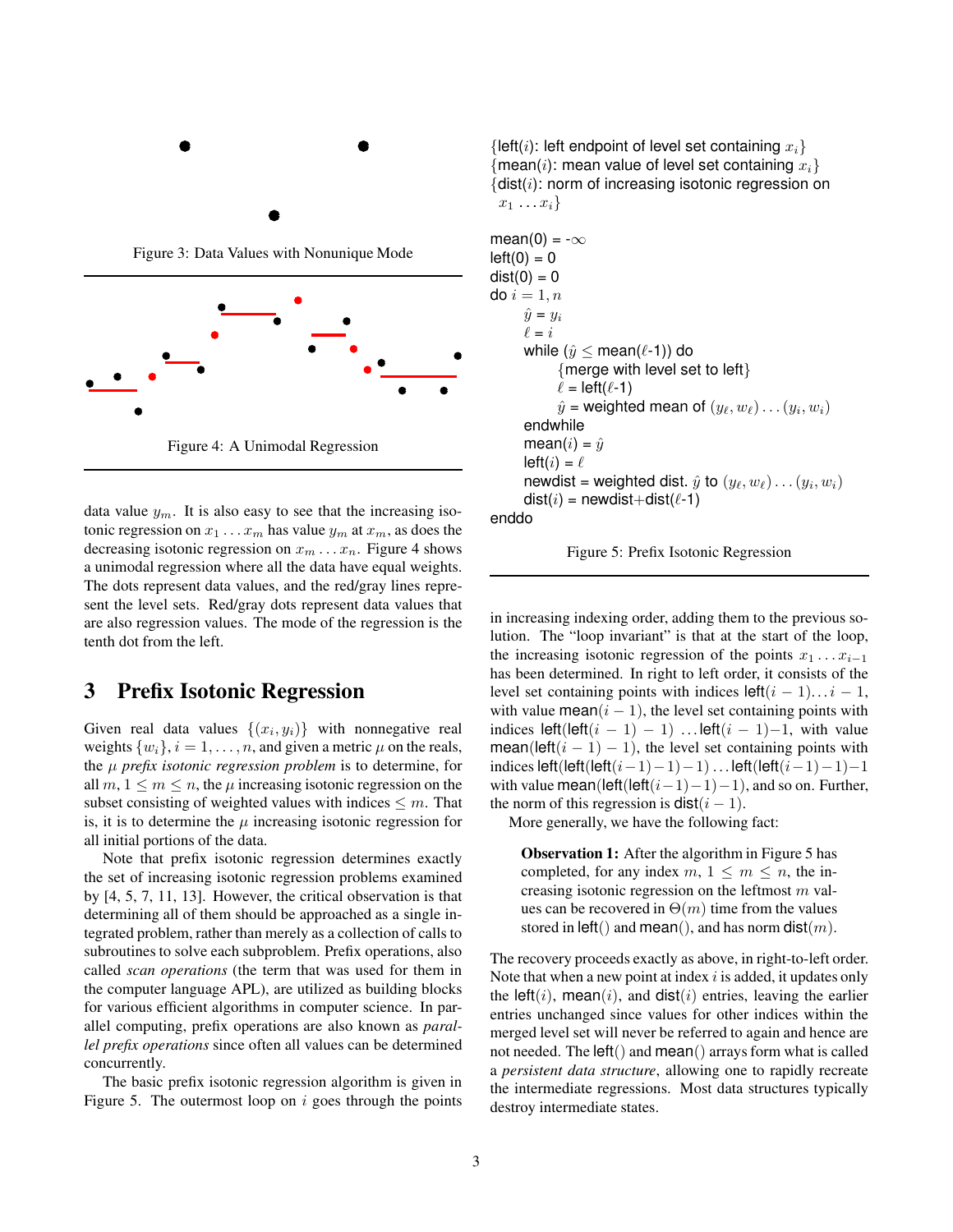Figure 3: Data Values with Nonunique Mode

Figure 4: A Unimodal Regression

data value $y_m$. It is also easy to see that the increasing isotonic regression on $x_1 \dots x_m$ has value $y_m$ at $x_m$, as does the decreasing isotonic regression on $x_m \dots x_n$. Figure 4 shows a unimodal regression where all the data have equal weights. The dots represent data values, and the red/gray lines represent the level sets. Red/gray dots represent data values that are also regression values. The mode of the regression is the tenth dot from the left.

## 3 Prefix Isotonic Regression

Given real data values $\{(x_i, y_i)\}$ with nonnegative real weights $\{w_i\}, i = 1, \dots, n$, and given a metric $\mu$ on the reals, the $\mu$ *prefix isotonic regression problem* is to determine, for all $m$, $1 \leq m \leq n$, the $\mu$ increasing isotonic regression on the subset consisting of weighted values with indices $\leq m$. That is, it is to determine the $\mu$ increasing isotonic regression for all initial portions of the data.

Note that prefix isotonic regression determines exactly the set of increasing isotonic regression problems examined by [4, 5, 7, 11, 13]. However, the critical observation is that determining all of them should be approached as a single integrated problem, rather than merely as a collection of calls to subroutines to solve each subproblem. Prefix operations, also called *scan operations* (the term that was used for them in the computer language APL), are utilized as building blocks for various efficient algorithms in computer science. In parallel computing, prefix operations are also known as *parallel prefix operations* since often all values can be determined concurrently.

The basic prefix isotonic regression algorithm is given in Figure 5. The outermost loop on $i$ goes through the points

```
{left(i): left endpoint of level set containing x_i}
{mean(i): mean value of level set containing x_i}
{dist(i): norm of increasing isotonic regression on
  x_1 ... x_i}

mean(0) = -∞
left(0) = 0
dist(0) = 0
do i = 1, n
    ŷ = y_i
    ℓ = i
    while (ŷ ≤ mean(ℓ-1)) do
        {merge with level set to left}
        ℓ = left(ℓ-1)
        ŷ = weighted mean of (y_ℓ, w_ℓ) ... (y_i, w_i)
    endwhile
    mean(i) = ŷ
    left(i) = ℓ
    newdist = weighted dist. ŷ to (y_ℓ, w_ℓ) ... (y_i, w_i)
    dist(i) = newdist+dist(ℓ-1)
enddo
```

Figure 5: Prefix Isotonic Regression

in increasing indexing order, adding them to the previous solution. The "loop invariant" is that at the start of the loop, the increasing isotonic regression of the points $x_1 \dots x_{i-1}$ has been determined. In right to left order, it consists of the level set containing points with indices left$(i-1) \dots i-1$, with value mean$(i-1)$, the level set containing points with indices left(left$(i-1)-1$) ...left$(i-1)-1$, with value mean(left$(i-1)-1$), the level set containing points with indices left(left(left$(i-1)-1$)$-1$) ...left(left$(i-1)-1$)$-1$ with value mean(left(left$(i-1)-1$)$-1$), and so on. Further, the norm of this regression is dist$(i-1)$.

More generally, we have the following fact:

> **Observation 1:** After the algorithm in Figure 5 has completed, for any index $m$, $1 \leq m \leq n$, the increasing isotonic regression on the leftmost $m$ values can be recovered in $\Theta(m)$ time from the values stored in left() and mean(), and has norm dist$(m)$.

The recovery proceeds exactly as above, in right-to-left order. Note that when a new point at index $i$ is added, it updates only the left$(i)$, mean$(i)$, and dist$(i)$ entries, leaving the earlier entries unchanged since values for other indices within the merged level set will never be referred to again and hence are not needed. The left() and mean() arrays form what is called a *persistent data structure*, allowing one to rapidly recreate the intermediate regressions. Most data structures typically destroy intermediate states.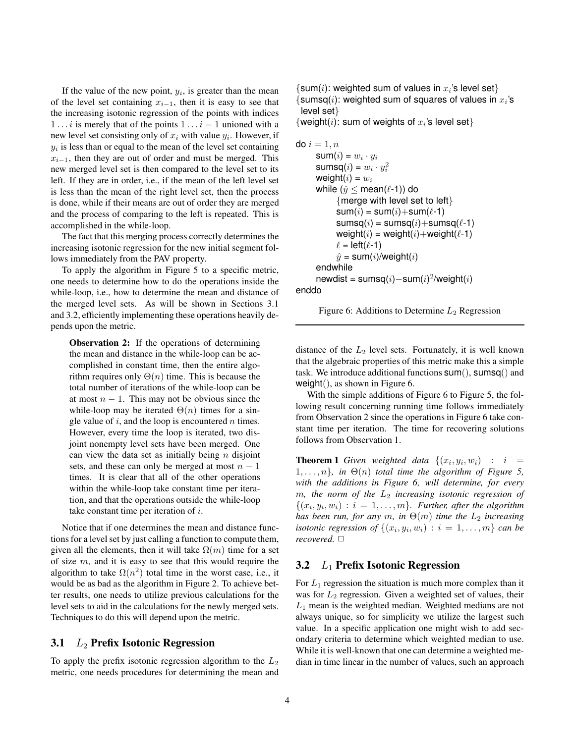If the value of the new point, $y_i$, is greater than the mean of the level set containing $x_{i-1}$, then it is easy to see that the increasing isotonic regression of the points with indices $1 \ldots i$ is merely that of the points $1 \ldots i-1$ unioned with a new level set consisting only of $x_i$ with value $y_i$. However, if $y_i$ is less than or equal to the mean of the level set containing $x_{i-1}$, then they are out of order and must be merged. This new merged level set is then compared to the level set to its left. If they are in order, i.e., if the mean of the left level set is less than the mean of the right level set, then the process is done, while if their means are out of order they are merged and the process of comparing to the left is repeated. This is accomplished in the while-loop.

The fact that this merging process correctly determines the increasing isotonic regression for the new initial segment follows immediately from the PAV property.

To apply the algorithm in Figure 5 to a specific metric, one needs to determine how to do the operations inside the while-loop, i.e., how to determine the mean and distance of the merged level sets. As will be shown in Sections 3.1 and 3.2, efficiently implementing these operations heavily depends upon the metric.

> **Observation 2:** If the operations of determining the mean and distance in the while-loop can be accomplished in constant time, then the entire algorithm requires only $\Theta(n)$ time. This is because the total number of iterations of the while-loop can be at most $n-1$. This may not be obvious since the while-loop may be iterated $\Theta(n)$ times for a single value of $i$, and the loop is encountered $n$ times. However, every time the loop is iterated, two disjoint nonempty level sets have been merged. One can view the data set as initially being $n$ disjoint sets, and these can only be merged at most $n-1$ times. It is clear that all of the other operations within the while-loop take constant time per iteration, and that the operations outside the while-loop take constant time per iteration of $i$.

Notice that if one determines the mean and distance functions for a level set by just calling a function to compute them, given all the elements, then it will take $\Omega(m)$ time for a set of size $m$, and it is easy to see that this would require the algorithm to take $\Omega(n^2)$ total time in the worst case, i.e., it would be as bad as the algorithm in Figure 2. To achieve better results, one needs to utilize previous calculations for the level sets to aid in the calculations for the newly merged sets. Techniques to do this will depend upon the metric.

### 3.1 $L_2$ Prefix Isotonic Regression

To apply the prefix isotonic regression algorithm to the $L_2$ metric, one needs procedures for determining the mean and distance of the $L_2$ level sets. Fortunately, it is well known that the algebraic properties of this metric make this a simple task. We introduce additional functions sum(), sumsq() and weight(), as shown in Figure 6.

```
{sum(i): weighted sum of values in x_i's level set}
{sumsq(i): weighted sum of squares of values in x_i's
 level set}
{weight(i): sum of weights of x_i's level set}

do i = 1, n
    sum(i) = w_i · y_i
    sumsq(i) = w_i · y_i^2
    weight(i) = w_i
    while (ŷ ≤ mean(ℓ-1)) do
        {merge with level set to left}
        sum(i) = sum(i)+sum(ℓ-1)
        sumsq(i) = sumsq(i)+sumsq(ℓ-1)
        weight(i) = weight(i)+weight(ℓ-1)
        ℓ = left(ℓ-1)
        ŷ = sum(i)/weight(i)
    endwhile
    newdist = sumsq(i)−sum(i)^2/weight(i)
enddo
```

Figure 6: Additions to Determine $L_2$ Regression

With the simple additions of Figure 6 to Figure 5, the following result concerning running time follows immediately from Observation 2 since the operations in Figure 6 take constant time per iteration. The time for recovering solutions follows from Observation 1.

**Theorem 1** *Given weighted data $\{(x_i, y_i, w_i) : i = 1, \ldots, n\}$, in $\Theta(n)$ total time the algorithm of Figure 5, with the additions in Figure 6, will determine, for every $m$, the norm of the $L_2$ increasing isotonic regression of $\{(x_i, y_i, w_i) : i = 1, \ldots, m\}$. Further, after the algorithm has been run, for any $m$, in $\Theta(m)$ time the $L_2$ increasing isotonic regression of $\{(x_i, y_i, w_i) : i = 1, \ldots, m\}$ can be recovered.* □

### 3.2 $L_1$ Prefix Isotonic Regression

For $L_1$ regression the situation is much more complex than it was for $L_2$ regression. Given a weighted set of values, their $L_1$ mean is the weighted median. Weighted medians are not always unique, so for simplicity we utilize the largest such value. In a specific application one might wish to add secondary criteria to determine which weighted median to use. While it is well-known that one can determine a weighted median in time linear in the number of values, such an approach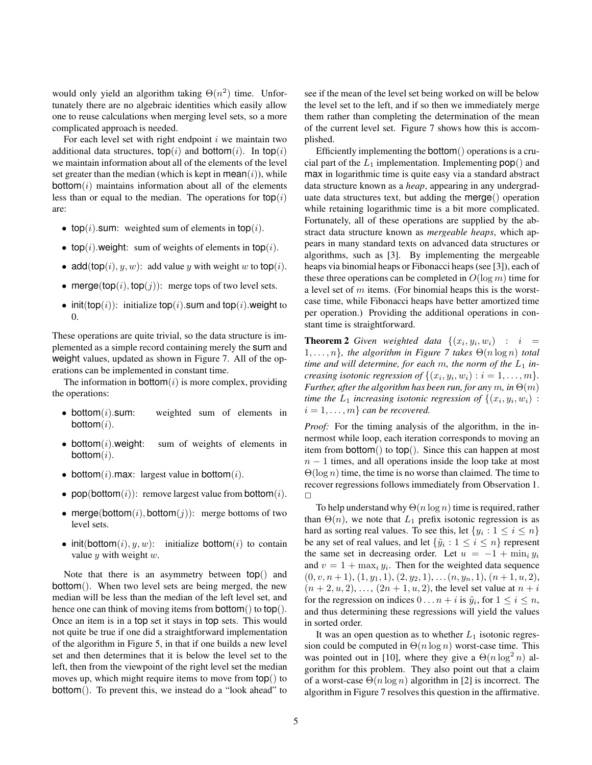would only yield an algorithm taking $\Theta(n^2)$ time. Unfortunately there are no algebraic identities which easily allow one to reuse calculations when merging level sets, so a more complicated approach is needed.

For each level set with right endpoint $i$ we maintain two additional data structures, $\mathsf{top}(i)$ and $\mathsf{bottom}(i)$. In $\mathsf{top}(i)$ we maintain information about all of the elements of the level set greater than the median (which is kept in $\mathsf{mean}(i)$), while $\mathsf{bottom}(i)$ maintains information about all of the elements less than or equal to the median. The operations for $\mathsf{top}(i)$ are:

- $\mathsf{top}(i)$.sum: weighted sum of elements in $\mathsf{top}(i)$.
- $\mathsf{top}(i)$.weight: sum of weights of elements in $\mathsf{top}(i)$.
- $\mathsf{add}(\mathsf{top}(i), y, w)$: add value $y$ with weight $w$ to $\mathsf{top}(i)$.
- $\mathsf{merge}(\mathsf{top}(i), \mathsf{top}(j))$: merge tops of two level sets.
- $\mathsf{init}(\mathsf{top}(i))$: initialize $\mathsf{top}(i)$.sum and $\mathsf{top}(i)$.weight to 0.

These operations are quite trivial, so the data structure is implemented as a simple record containing merely the sum and weight values, updated as shown in Figure 7. All of the operations can be implemented in constant time.

The information in $\mathsf{bottom}(i)$ is more complex, providing the operations:

- $\mathsf{bottom}(i)$.sum: weighted sum of elements in $\mathsf{bottom}(i)$.
- $\mathsf{bottom}(i)$.weight: sum of weights of elements in $\mathsf{bottom}(i)$.
- $\mathsf{bottom}(i)$.max: largest value in $\mathsf{bottom}(i)$.
- $\mathsf{pop}(\mathsf{bottom}(i))$: remove largest value from $\mathsf{bottom}(i)$.
- $\mathsf{merge}(\mathsf{bottom}(i), \mathsf{bottom}(j))$: merge bottoms of two level sets.
- $\mathsf{init}(\mathsf{bottom}(i), y, w)$: initialize $\mathsf{bottom}(i)$ to contain value $y$ with weight $w$.

Note that there is an asymmetry between top() and bottom(). When two level sets are being merged, the new median will be less than the median of the left level set, and hence one can think of moving items from bottom() to top(). Once an item is in a top set it stays in top sets. This would not quite be true if one did a straightforward implementation of the algorithm in Figure 5, in that if one builds a new level set and then determines that it is below the level set to the left, then from the viewpoint of the right level set the median moves up, which might require items to move from top() to bottom(). To prevent this, we instead do a "look ahead" to see if the mean of the level set being worked on will be below the level set to the left, and if so then we immediately merge them rather than completing the determination of the mean of the current level set. Figure 7 shows how this is accomplished.

Efficiently implementing the bottom() operations is a crucial part of the $L_1$ implementation. Implementing pop() and max in logarithmic time is quite easy via a standard abstract data structure known as a *heap*, appearing in any undergraduate data structures text, but adding the merge() operation while retaining logarithmic time is a bit more complicated. Fortunately, all of these operations are supplied by the abstract data structure known as *mergeable heaps*, which appears in many standard texts on advanced data structures or algorithms, such as [3]. By implementing the mergeable heaps via binomial heaps or Fibonacci heaps (see [3]), each of these three operations can be completed in $O(\log m)$ time for a level set of $m$ items. (For binomial heaps this is the worst-case time, while Fibonacci heaps have better amortized time per operation.) Providing the additional operations in constant time is straightforward.

**Theorem 2** *Given weighted data $\{(x_i, y_i, w_i) : i = 1, \ldots, n\}$, the algorithm in Figure 7 takes $\Theta(n \log n)$ total time and will determine, for each $m$, the norm of the $L_1$ increasing isotonic regression of $\{(x_i, y_i, w_i) : i = 1, \ldots, m\}$. Further, after the algorithm has been run, for any $m$, in $\Theta(m)$ time the $L_1$ increasing isotonic regression of $\{(x_i, y_i, w_i) : i = 1, \ldots, m\}$ can be recovered.*

*Proof:* For the timing analysis of the algorithm, in the innermost while loop, each iteration corresponds to moving an item from bottom() to top(). Since this can happen at most $n - 1$ times, and all operations inside the loop take at most $\Theta(\log n)$ time, the time is no worse than claimed. The time to recover regressions follows immediately from Observation 1. □

To help understand why $\Theta(n \log n)$ time is required, rather than $\Theta(n)$, we note that $L_1$ prefix isotonic regression is as hard as sorting real values. To see this, let $\{y_i : 1 \leq i \leq n\}$ be any set of real values, and let $\{\tilde{y}_i : 1 \leq i \leq n\}$ represent the same set in decreasing order. Let $u = -1 + \min_i y_i$ and $v = 1 + \max_i y_i$. Then for the weighted data sequence $(0, v, n+1), (1, y_1, 1), (2, y_2, 1), \ldots (n, y_n, 1), (n+1, u, 2), (n+2, u, 2), \ldots, (2n+1, u, 2)$, the level set value at $n+i$ for the regression on indices $0 \ldots n+i$ is $\tilde{y}_i$, for $1 \leq i \leq n$, and thus determining these regressions will yield the values in sorted order.

It was an open question as to whether $L_1$ isotonic regression could be computed in $\Theta(n \log n)$ worst-case time. This was pointed out in [10], where they give a $\Theta(n \log^2 n)$ algorithm for this problem. They also point out that a claim of a worst-case $\Theta(n \log n)$ algorithm in [2] is incorrect. The algorithm in Figure 7 resolves this question in the affirmative.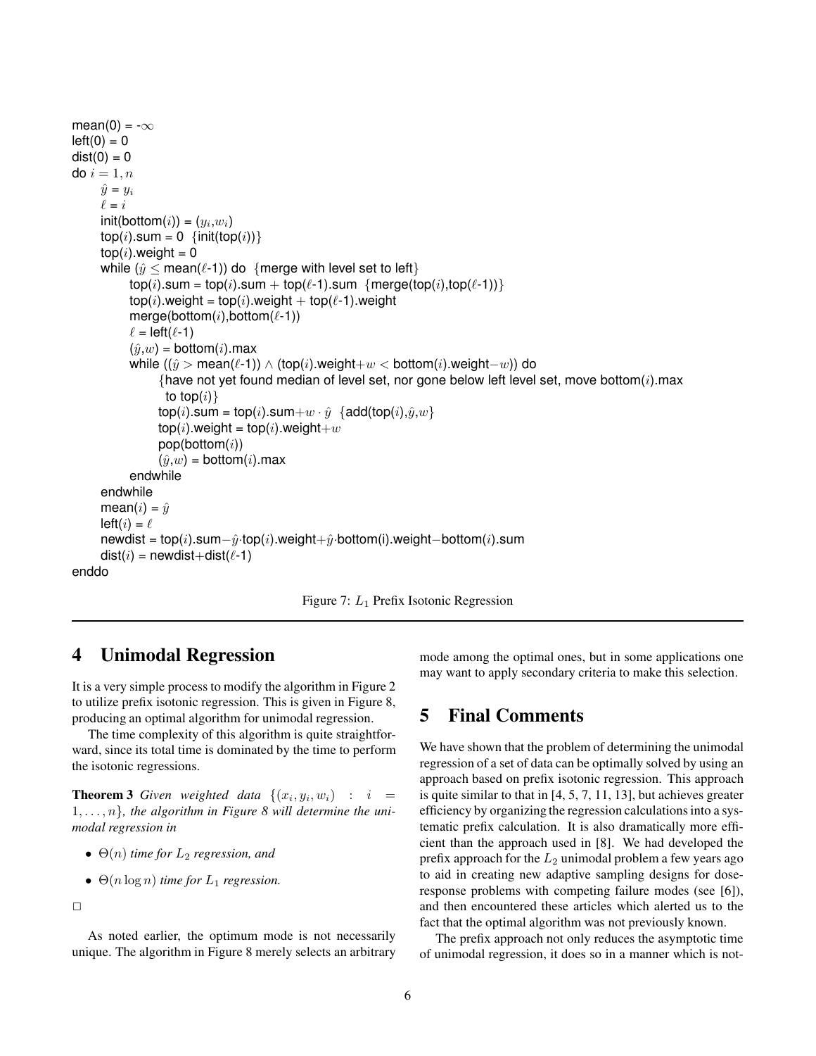```
mean(0) = -∞
left(0) = 0
dist(0) = 0
do i = 1, n
    ŷ = y_i
    ℓ = i
    init(bottom(i)) = (y_i, w_i)
    top(i).sum = 0  {init(top(i))}
    top(i).weight = 0
    while (ŷ ≤ mean(ℓ-1)) do  {merge with level set to left}
        top(i).sum = top(i).sum + top(ℓ-1).sum  {merge(top(i),top(ℓ-1))}
        top(i).weight = top(i).weight + top(ℓ-1).weight
        merge(bottom(i),bottom(ℓ-1))
        ℓ = left(ℓ-1)
        (ŷ,w) = bottom(i).max
        while ((ŷ > mean(ℓ-1)) ∧ (top(i).weight+w < bottom(i).weight−w)) do
            {have not yet found median of level set, nor gone below left level set, move bottom(i).max
             to top(i)}
            top(i).sum = top(i).sum+w·ŷ  {add(top(i),ŷ,w)}
            top(i).weight = top(i).weight+w
            pop(bottom(i))
            (ŷ,w) = bottom(i).max
        endwhile
    endwhile
    mean(i) = ŷ
    left(i) = ℓ
    newdist = top(i).sum−ŷ·top(i).weight+ŷ·bottom(i).weight−bottom(i).sum
    dist(i) = newdist+dist(ℓ-1)
enddo
```

Figure 7: $L_1$ Prefix Isotonic Regression

## 4 Unimodal Regression

It is a very simple process to modify the algorithm in Figure 2 to utilize prefix isotonic regression. This is given in Figure 8, producing an optimal algorithm for unimodal regression.

The time complexity of this algorithm is quite straightforward, since its total time is dominated by the time to perform the isotonic regressions.

**Theorem 3** *Given weighted data* $\{(x_i, y_i, w_i) : i = 1, \ldots, n\}$*, the algorithm in Figure 8 will determine the unimodal regression in*

- $\Theta(n)$ *time for* $L_2$ *regression, and*
- $\Theta(n \log n)$ *time for* $L_1$ *regression.*

□

As noted earlier, the optimum mode is not necessarily unique. The algorithm in Figure 8 merely selects an arbitrary mode among the optimal ones, but in some applications one may want to apply secondary criteria to make this selection.

## 5 Final Comments

We have shown that the problem of determining the unimodal regression of a set of data can be optimally solved by using an approach based on prefix isotonic regression. This approach is quite similar to that in [4, 5, 7, 11, 13], but achieves greater efficiency by organizing the regression calculations into a systematic prefix calculation. It is also dramatically more efficient than the approach used in [8]. We had developed the prefix approach for the $L_2$ unimodal problem a few years ago to aid in creating new adaptive sampling designs for dose-response problems with competing failure modes (see [6]), and then encountered these articles which alerted us to the fact that the optimal algorithm was not previously known.

The prefix approach not only reduces the asymptotic time of unimodal regression, it does so in a manner which is not-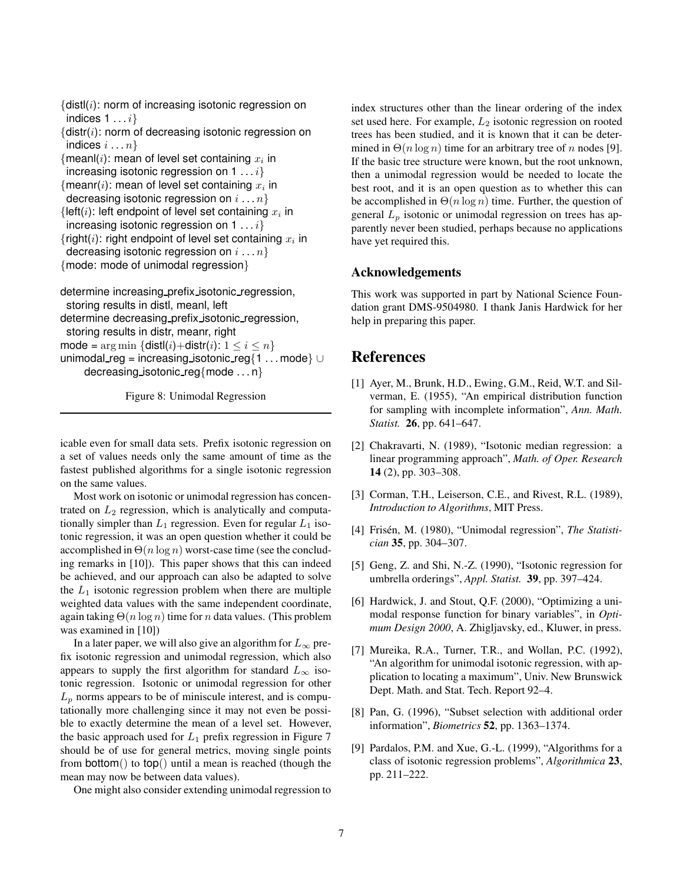```
{distl(i): norm of increasing isotonic regression on
  indices 1 ... i}
{distr(i): norm of decreasing isotonic regression on
  indices i ... n}
{meanl(i): mean of level set containing x_i in
  increasing isotonic regression on 1 ... i}
{meanr(i): mean of level set containing x_i in
  decreasing isotonic regression on i ... n}
{left(i): left endpoint of level set containing x_i in
  increasing isotonic regression on 1 ... i}
{right(i): right endpoint of level set containing x_i in
  decreasing isotonic regression on i ... n}
{mode: mode of unimodal regression}

determine increasing_prefix_isotonic_regression,
  storing results in distl, meanl, left
determine decreasing_prefix_isotonic_regression,
  storing results in distr, meanr, right
mode = arg min {distl(i)+distr(i): 1 ≤ i ≤ n}
unimodal_reg = increasing_isotonic_reg{1 ... mode} ∪
      decreasing_isotonic_reg{mode ... n}
```

Figure 8: Unimodal Regression

icable even for small data sets. Prefix isotonic regression on a set of values needs only the same amount of time as the fastest published algorithms for a single isotonic regression on the same values.

Most work on isotonic or unimodal regression has concentrated on $L_2$ regression, which is analytically and computationally simpler than $L_1$ regression. Even for regular $L_1$ isotonic regression, it was an open question whether it could be accomplished in $\Theta(n \log n)$ worst-case time (see the concluding remarks in [10]). This paper shows that this can indeed be achieved, and our approach can also be adapted to solve the $L_1$ isotonic regression problem when there are multiple weighted data values with the same independent coordinate, again taking $\Theta(n \log n)$ time for $n$ data values. (This problem was examined in [10])

In a later paper, we will also give an algorithm for $L_\infty$ prefix isotonic regression and unimodal regression, which also appears to supply the first algorithm for standard $L_\infty$ isotonic regression. Isotonic or unimodal regression for other $L_p$ norms appears to be of miniscule interest, and is computationally more challenging since it may not even be possible to exactly determine the mean of a level set. However, the basic approach used for $L_1$ prefix regression in Figure 7 should be of use for general metrics, moving single points from bottom() to top() until a mean is reached (though the mean may now be between data values).

One might also consider extending unimodal regression to index structures other than the linear ordering of the index set used here. For example, $L_2$ isotonic regression on rooted trees has been studied, and it is known that it can be determined in $\Theta(n \log n)$ time for an arbitrary tree of $n$ nodes [9]. If the basic tree structure were known, but the root unknown, then a unimodal regression would be needed to locate the best root, and it is an open question as to whether this can be accomplished in $\Theta(n \log n)$ time. Further, the question of general $L_p$ isotonic or unimodal regression on trees has apparently never been studied, perhaps because no applications have yet required this.

## Acknowledgements

This work was supported in part by National Science Foundation grant DMS-9504980. I thank Janis Hardwick for her help in preparing this paper.

# References

[1] Ayer, M., Brunk, H.D., Ewing, G.M., Reid, W.T. and Silverman, E. (1955), "An empirical distribution function for sampling with incomplete information", *Ann. Math. Statist.* **26**, pp. 641–647.

[2] Chakravarti, N. (1989), "Isotonic median regression: a linear programming approach", *Math. of Oper. Research* **14** (2), pp. 303–308.

[3] Corman, T.H., Leiserson, C.E., and Rivest, R.L. (1989), *Introduction to Algorithms*, MIT Press.

[4] Frisén, M. (1980), "Unimodal regression", *The Statistician* **35**, pp. 304–307.

[5] Geng, Z. and Shi, N.-Z. (1990), "Isotonic regression for umbrella orderings", *Appl. Statist.* **39**, pp. 397–424.

[6] Hardwick, J. and Stout, Q.F. (2000), "Optimizing a unimodal response function for binary variables", in *Optimum Design 2000*, A. Zhigljavsky, ed., Kluwer, in press.

[7] Mureika, R.A., Turner, T.R., and Wollan, P.C. (1992), "An algorithm for unimodal isotonic regression, with application to locating a maximum", Univ. New Brunswick Dept. Math. and Stat. Tech. Report 92–4.

[8] Pan, G. (1996), "Subset selection with additional order information", *Biometrics* **52**, pp. 1363–1374.

[9] Pardalos, P.M. and Xue, G.-L. (1999), "Algorithms for a class of isotonic regression problems", *Algorithmica* **23**, pp. 211–222.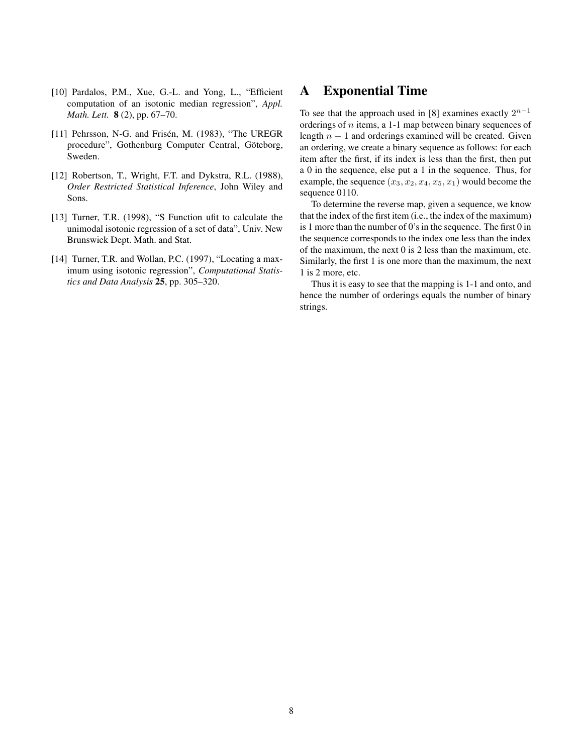[10] Pardalos, P.M., Xue, G.-L. and Yong, L., "Efficient computation of an isotonic median regression", *Appl. Math. Lett.* **8** (2), pp. 67–70.

[11] Pehrsson, N-G. and Frisén, M. (1983), "The UREGR procedure", Gothenburg Computer Central, Göteborg, Sweden.

[12] Robertson, T., Wright, F.T. and Dykstra, R.L. (1988), *Order Restricted Statistical Inference*, John Wiley and Sons.

[13] Turner, T.R. (1998), "S Function ufit to calculate the unimodal isotonic regression of a set of data", Univ. New Brunswick Dept. Math. and Stat.

[14] Turner, T.R. and Wollan, P.C. (1997), "Locating a maximum using isotonic regression", *Computational Statistics and Data Analysis* **25**, pp. 305–320.

# A Exponential Time

To see that the approach used in [8] examines exactly $2^{n-1}$ orderings of $n$ items, a 1-1 map between binary sequences of length $n-1$ and orderings examined will be created. Given an ordering, we create a binary sequence as follows: for each item after the first, if its index is less than the first, then put a 0 in the sequence, else put a 1 in the sequence. Thus, for example, the sequence $(x_3, x_2, x_4, x_5, x_1)$ would become the sequence 0110.

To determine the reverse map, given a sequence, we know that the index of the first item (i.e., the index of the maximum) is 1 more than the number of 0's in the sequence. The first 0 in the sequence corresponds to the index one less than the index of the maximum, the next 0 is 2 less than the maximum, etc. Similarly, the first 1 is one more than the maximum, the next 1 is 2 more, etc.

Thus it is easy to see that the mapping is 1-1 and onto, and hence the number of orderings equals the number of binary strings.